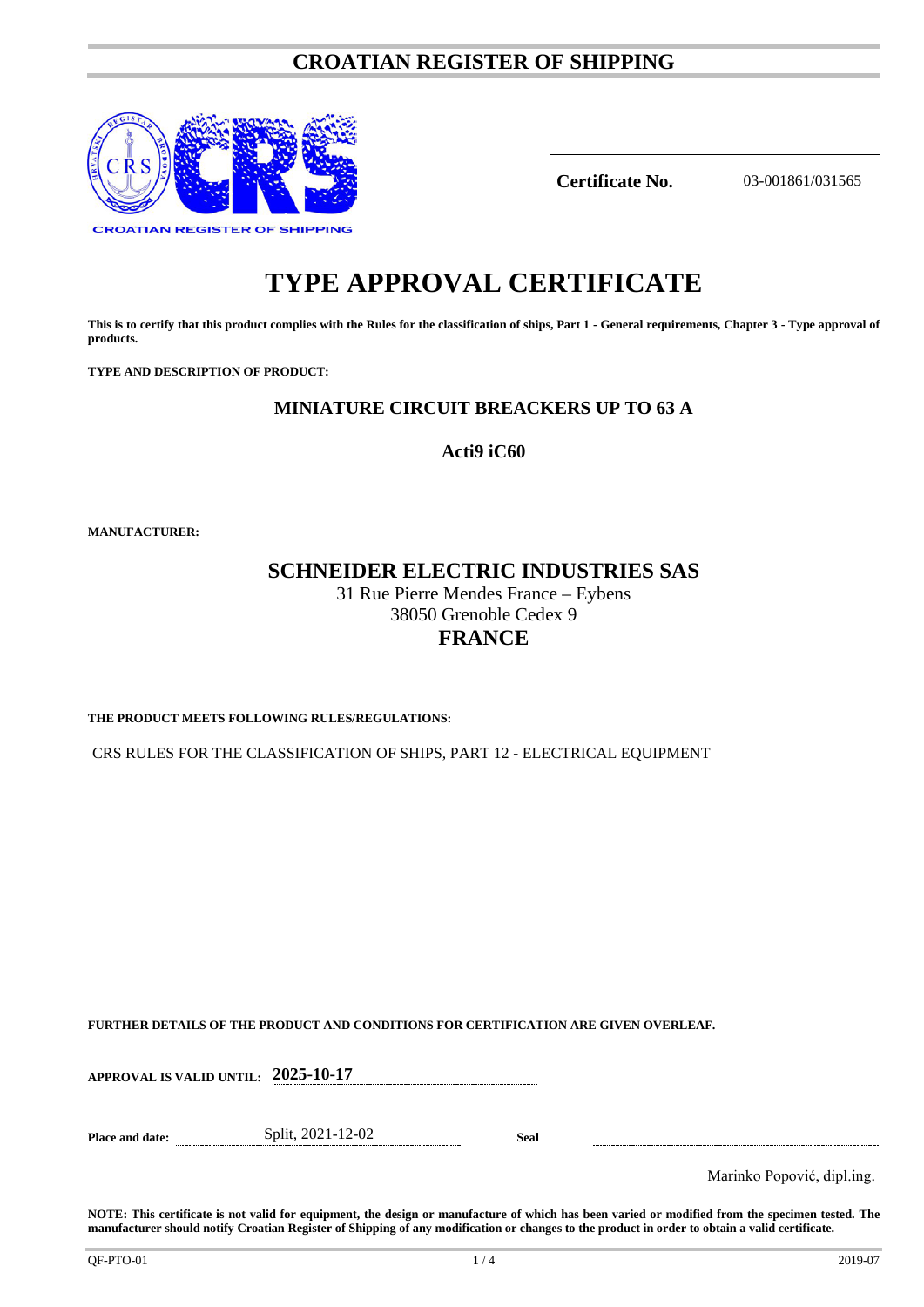# CROATIAN REGISTER OF SHIPPING

CROATIAN REGISTER OF SHIPPING

| **Certificate No.** | 03-001861/031565 |
|---|---|

# TYPE APPROVAL CERTIFICATE

**This is to certify that this product complies with the Rules for the classification of ships, Part 1 - General requirements, Chapter 3 - Type approval of products.**

**TYPE AND DESCRIPTION OF PRODUCT:**

**MINIATURE CIRCUIT BREACKERS UP TO 63 A**

**Acti9 iC60**

**MANUFACTURER:**

**SCHNEIDER ELECTRIC INDUSTRIES SAS**

31 Rue Pierre Mendes France – Eybens

38050 Grenoble Cedex 9

**FRANCE**

**THE PRODUCT MEETS FOLLOWING RULES/REGULATIONS:**

CRS RULES FOR THE CLASSIFICATION OF SHIPS, PART 12 - ELECTRICAL EQUIPMENT

**FURTHER DETAILS OF THE PRODUCT AND CONDITIONS FOR CERTIFICATION ARE GIVEN OVERLEAF.**

**APPROVAL IS VALID UNTIL:** **2025-10-17**

**Place and date:** Split, 2021-12-02 **Seal**

Marinko Popović, dipl.ing.

**NOTE: This certificate is not valid for equipment, the design or manufacture of which has been varied or modified from the specimen tested. The manufacturer should notify Croatian Register of Shipping of any modification or changes to the product in order to obtain a valid certificate.**

QF-PTO-01 2019-07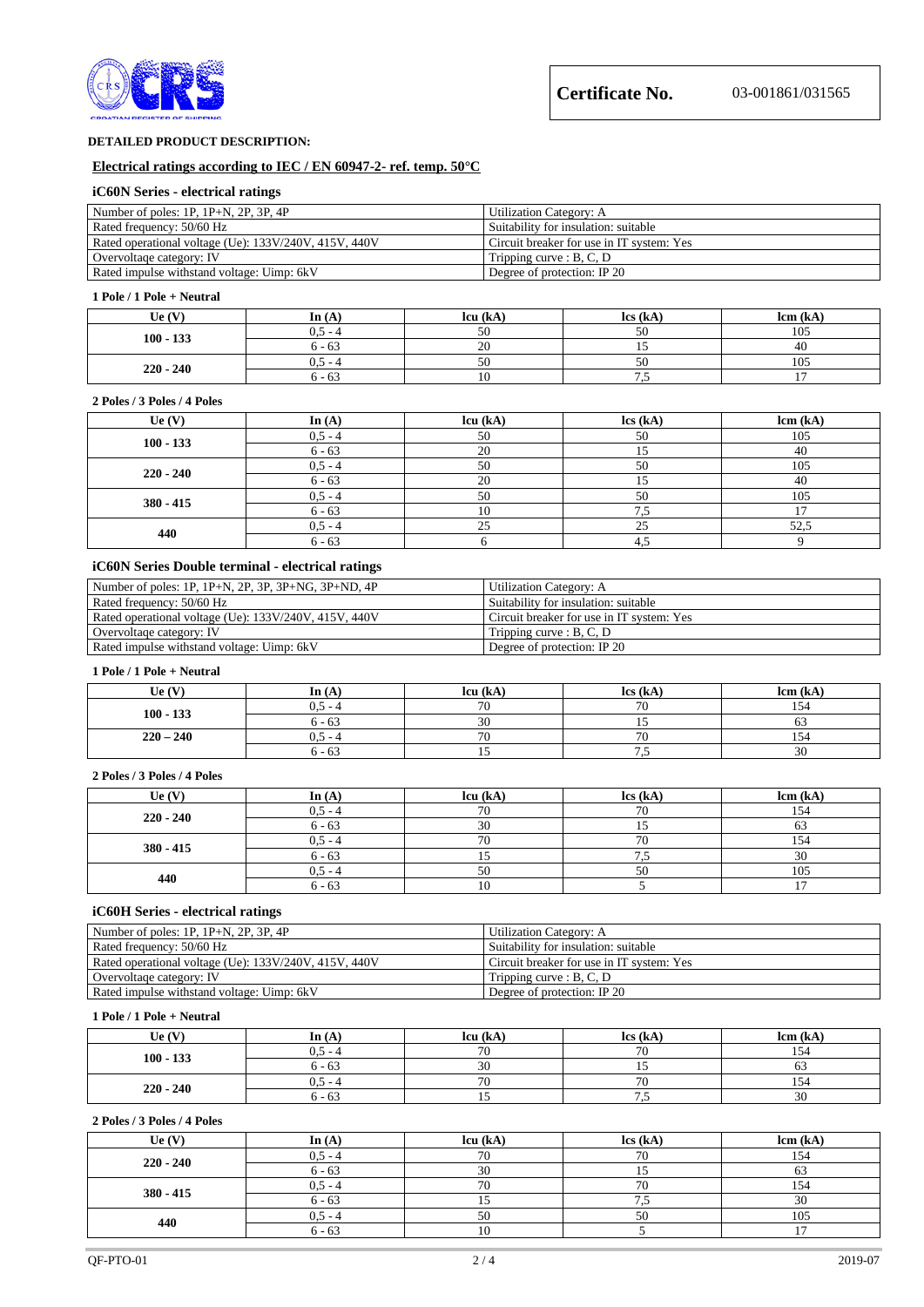**Certificate No.** 03-001861/031565

**DETAILED PRODUCT DESCRIPTION:**

**Electrical ratings according to IEC / EN 60947-2- ref. temp. 50°C**

### iC60N Series - electrical ratings

| Number of poles: 1P, 1P+N, 2P, 3P, 4P | Utilization Category: A |
|---|---|
| Rated frequency: 50/60 Hz | Suitability for insulation: suitable |
| Rated operational voltage (Ue): 133V/240V, 415V, 440V | Circuit breaker for use in IT system: Yes |
| Overvoltage category: IV | Tripping curve : B, C, D |
| Rated impulse withstand voltage: Uimp: 6kV | Degree of protection: IP 20 |

**1 Pole / 1 Pole + Neutral**

| Ue (V) | In (A) | Icu (kA) | Ics (kA) | Icm (kA) |
|---|---|---|---|---|
| **100 - 133** | 0,5 - 4 | 50 | 50 | 105 |
| | 6 - 63 | 20 | 15 | 40 |
| **220 - 240** | 0,5 - 4 | 50 | 50 | 105 |
| | 6 - 63 | 10 | 7,5 | 17 |

**2 Poles / 3 Poles / 4 Poles**

| Ue (V) | In (A) | Icu (kA) | Ics (kA) | Icm (kA) |
|---|---|---|---|---|
| **100 - 133** | 0,5 - 4 | 50 | 50 | 105 |
| | 6 - 63 | 20 | 15 | 40 |
| **220 - 240** | 0,5 - 4 | 50 | 50 | 105 |
| | 6 - 63 | 20 | 15 | 40 |
| **380 - 415** | 0,5 - 4 | 50 | 50 | 105 |
| | 6 - 63 | 10 | 7,5 | 17 |
| **440** | 0,5 - 4 | 25 | 25 | 52,5 |
| | 6 - 63 | 6 | 4,5 | 9 |

### iC60N Series Double terminal - electrical ratings

| Number of poles: 1P, 1P+N, 2P, 3P, 3P+NG, 3P+ND, 4P | Utilization Category: A |
|---|---|
| Rated frequency: 50/60 Hz | Suitability for insulation: suitable |
| Rated operational voltage (Ue): 133V/240V, 415V, 440V | Circuit breaker for use in IT system: Yes |
| Overvoltage category: IV | Tripping curve : B, C, D |
| Rated impulse withstand voltage: Uimp: 6kV | Degree of protection: IP 20 |

**1 Pole / 1 Pole + Neutral**

| Ue (V) | In (A) | Icu (kA) | Ics (kA) | Icm (kA) |
|---|---|---|---|---|
| **100 - 133** | 0,5 - 4 | 70 | 70 | 154 |
| | 6 - 63 | 30 | 15 | 63 |
| **220 – 240** | 0,5 - 4 | 70 | 70 | 154 |
| | 6 - 63 | 15 | 7,5 | 30 |

**2 Poles / 3 Poles / 4 Poles**

| Ue (V) | In (A) | Icu (kA) | Ics (kA) | Icm (kA) |
|---|---|---|---|---|
| **220 - 240** | 0,5 - 4 | 70 | 70 | 154 |
| | 6 - 63 | 30 | 15 | 63 |
| **380 - 415** | 0,5 - 4 | 70 | 70 | 154 |
| | 6 - 63 | 15 | 7,5 | 30 |
| **440** | 0,5 - 4 | 50 | 50 | 105 |
| | 6 - 63 | 10 | 5 | 17 |

### iC60H Series - electrical ratings

| Number of poles: 1P, 1P+N, 2P, 3P, 4P | Utilization Category: A |
|---|---|
| Rated frequency: 50/60 Hz | Suitability for insulation: suitable |
| Rated operational voltage (Ue): 133V/240V, 415V, 440V | Circuit breaker for use in IT system: Yes |
| Overvoltage category: IV | Tripping curve : B, C, D |
| Rated impulse withstand voltage: Uimp: 6kV | Degree of protection: IP 20 |

**1 Pole / 1 Pole + Neutral**

| Ue (V) | In (A) | Icu (kA) | Ics (kA) | Icm (kA) |
|---|---|---|---|---|
| **100 - 133** | 0,5 - 4 | 70 | 70 | 154 |
| | 6 - 63 | 30 | 15 | 63 |
| **220 - 240** | 0,5 - 4 | 70 | 70 | 154 |
| | 6 - 63 | 15 | 7,5 | 30 |

**2 Poles / 3 Poles / 4 Poles**

| Ue (V) | In (A) | Icu (kA) | Ics (kA) | Icm (kA) |
|---|---|---|---|---|
| **220 - 240** | 0,5 - 4 | 70 | 70 | 154 |
| | 6 - 63 | 30 | 15 | 63 |
| **380 - 415** | 0,5 - 4 | 70 | 70 | 154 |
| | 6 - 63 | 15 | 7,5 | 30 |
| **440** | 0,5 - 4 | 50 | 50 | 105 |
| | 6 - 63 | 10 | 5 | 17 |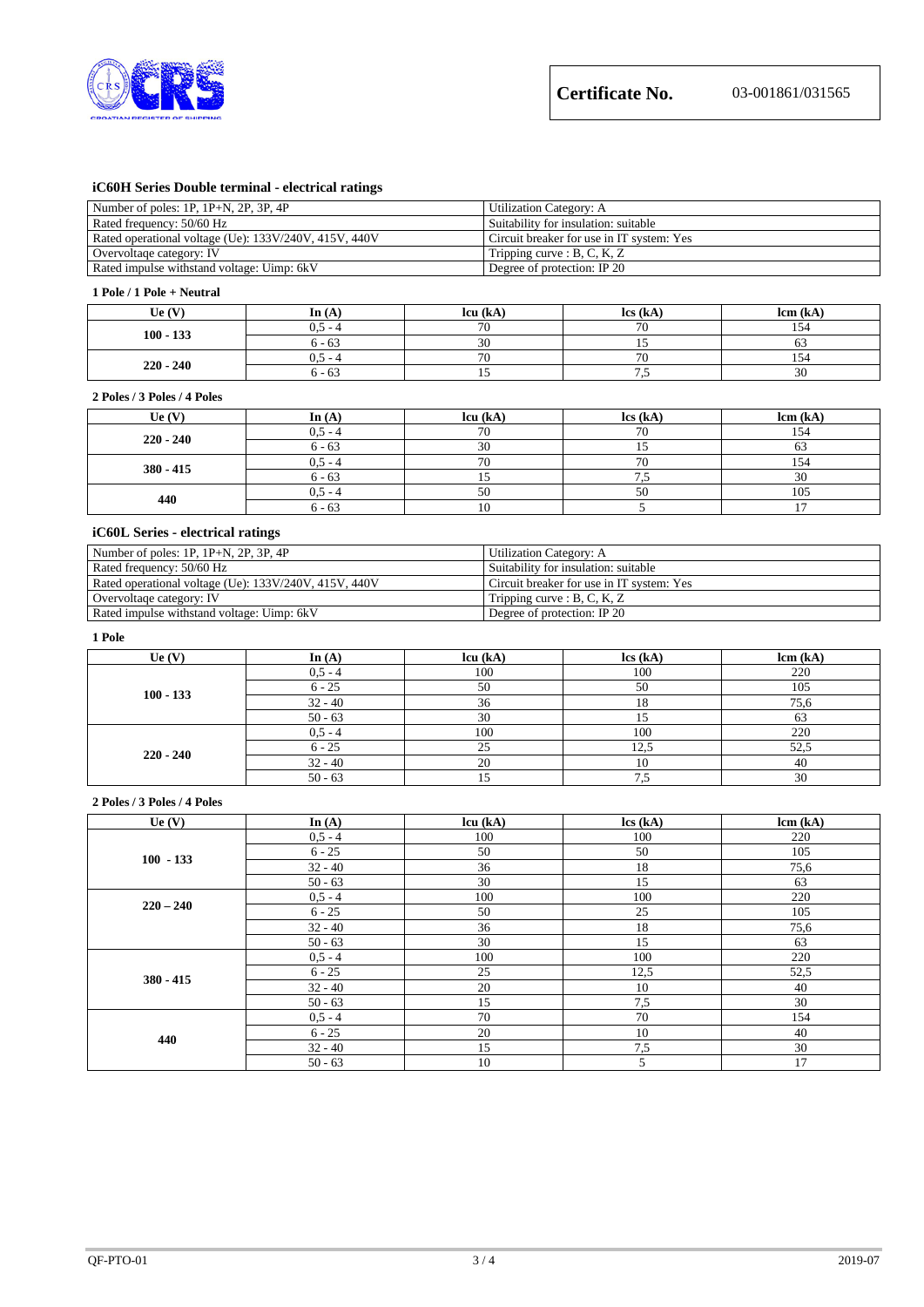**Certificate No.** 03-001861/031565

### iC60H Series Double terminal - electrical ratings

| | |
|---|---|
| Number of poles: 1P, 1P+N, 2P, 3P, 4P | Utilization Category: A |
| Rated frequency: 50/60 Hz | Suitability for insulation: suitable |
| Rated operational voltage (Ue): 133V/240V, 415V, 440V | Circuit breaker for use in IT system: Yes |
| Overvoltaqe category: IV | Tripping curve : B, C, K, Z |
| Rated impulse withstand voltage: Uimp: 6kV | Degree of protection: IP 20 |

**1 Pole / 1 Pole + Neutral**

| Ue (V) | In (A) | Icu (kA) | Ics (kA) | Icm (kA) |
|---|---|---|---|---|
| 100 - 133 | 0,5 - 4 | 70 | 70 | 154 |
| | 6 - 63 | 30 | 15 | 63 |
| 220 - 240 | 0,5 - 4 | 70 | 70 | 154 |
| | 6 - 63 | 15 | 7,5 | 30 |

**2 Poles / 3 Poles / 4 Poles**

| Ue (V) | In (A) | Icu (kA) | Ics (kA) | Icm (kA) |
|---|---|---|---|---|
| 220 - 240 | 0,5 - 4 | 70 | 70 | 154 |
| | 6 - 63 | 30 | 15 | 63 |
| 380 - 415 | 0,5 - 4 | 70 | 70 | 154 |
| | 6 - 63 | 15 | 7,5 | 30 |
| 440 | 0,5 - 4 | 50 | 50 | 105 |
| | 6 - 63 | 10 | 5 | 17 |

### iC60L Series - electrical ratings

| | |
|---|---|
| Number of poles: 1P, 1P+N, 2P, 3P, 4P | Utilization Category: A |
| Rated frequency: 50/60 Hz | Suitability for insulation: suitable |
| Rated operational voltage (Ue): 133V/240V, 415V, 440V | Circuit breaker for use in IT system: Yes |
| Overvoltaqe category: IV | Tripping curve : B, C, K, Z |
| Rated impulse withstand voltage: Uimp: 6kV | Degree of protection: IP 20 |

**1 Pole**

| Ue (V) | In (A) | Icu (kA) | Ics (kA) | Icm (kA) |
|---|---|---|---|---|
| 100 - 133 | 0,5 - 4 | 100 | 100 | 220 |
| | 6 - 25 | 50 | 50 | 105 |
| | 32 - 40 | 36 | 18 | 75,6 |
| | 50 - 63 | 30 | 15 | 63 |
| 220 - 240 | 0,5 - 4 | 100 | 100 | 220 |
| | 6 - 25 | 25 | 12,5 | 52,5 |
| | 32 - 40 | 20 | 10 | 40 |
| | 50 - 63 | 15 | 7,5 | 30 |

**2 Poles / 3 Poles / 4 Poles**

| Ue (V) | In (A) | Icu (kA) | Ics (kA) | Icm (kA) |
|---|---|---|---|---|
| 100 - 133 | 0,5 - 4 | 100 | 100 | 220 |
| | 6 - 25 | 50 | 50 | 105 |
| | 32 - 40 | 36 | 18 | 75,6 |
| | 50 - 63 | 30 | 15 | 63 |
| 220 – 240 | 0,5 - 4 | 100 | 100 | 220 |
| | 6 - 25 | 50 | 25 | 105 |
| | 32 - 40 | 36 | 18 | 75,6 |
| | 50 - 63 | 30 | 15 | 63 |
| 380 - 415 | 0,5 - 4 | 100 | 100 | 220 |
| | 6 - 25 | 25 | 12,5 | 52,5 |
| | 32 - 40 | 20 | 10 | 40 |
| | 50 - 63 | 15 | 7,5 | 30 |
| 440 | 0,5 - 4 | 70 | 70 | 154 |
| | 6 - 25 | 20 | 10 | 40 |
| | 32 - 40 | 15 | 7,5 | 30 |
| | 50 - 63 | 10 | 5 | 17 |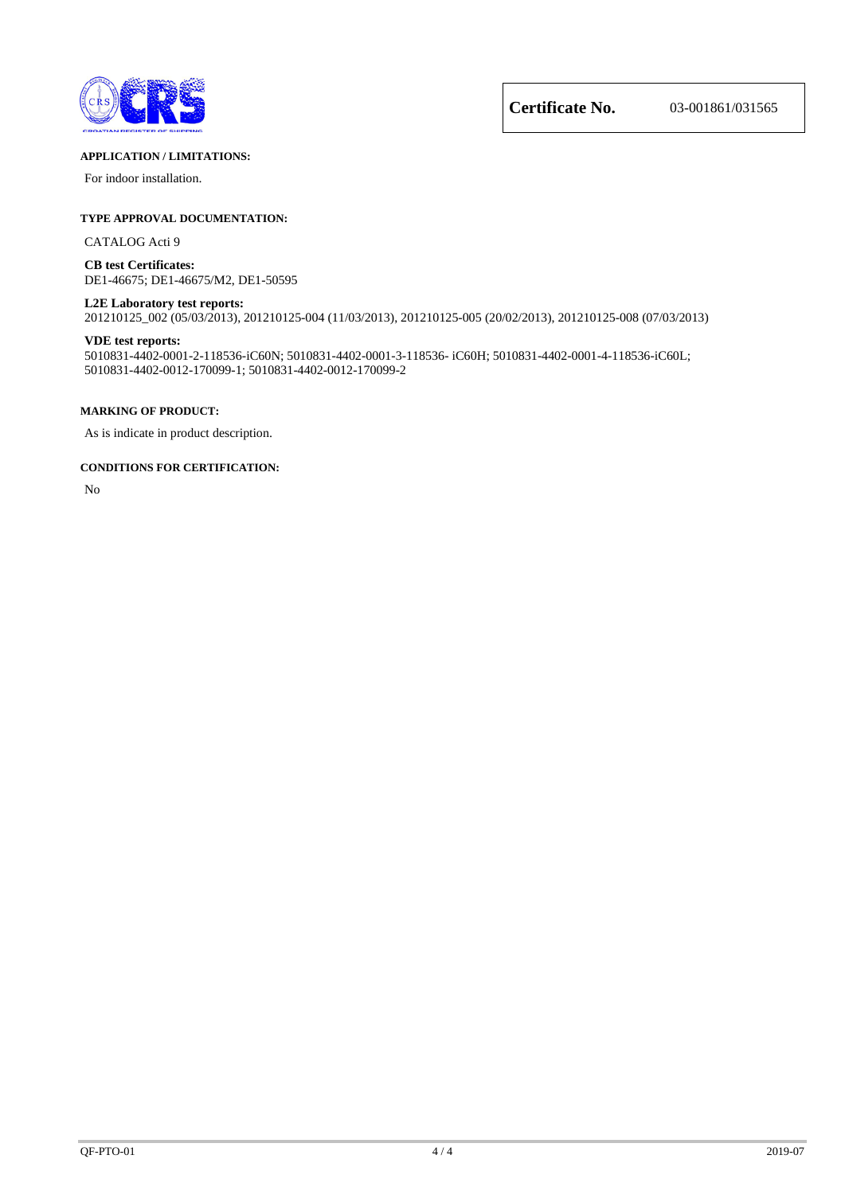**Certificate No.** 03-001861/031565

**APPLICATION / LIMITATIONS:**

For indoor installation.

**TYPE APPROVAL DOCUMENTATION:**

CATALOG Acti 9

**CB test Certificates:**
DE1-46675; DE1-46675/M2, DE1-50595

**L2E Laboratory test reports:**
201210125_002 (05/03/2013), 201210125-004 (11/03/2013), 201210125-005 (20/02/2013), 201210125-008 (07/03/2013)

**VDE test reports:**
5010831-4402-0001-2-118536-iC60N; 5010831-4402-0001-3-118536- iC60H; 5010831-4402-0001-4-118536-iC60L; 5010831-4402-0012-170099-1; 5010831-4402-0012-170099-2

**MARKING OF PRODUCT:**

As is indicate in product description.

**CONDITIONS FOR CERTIFICATION:**

No

QF-PTO-01 2019-07